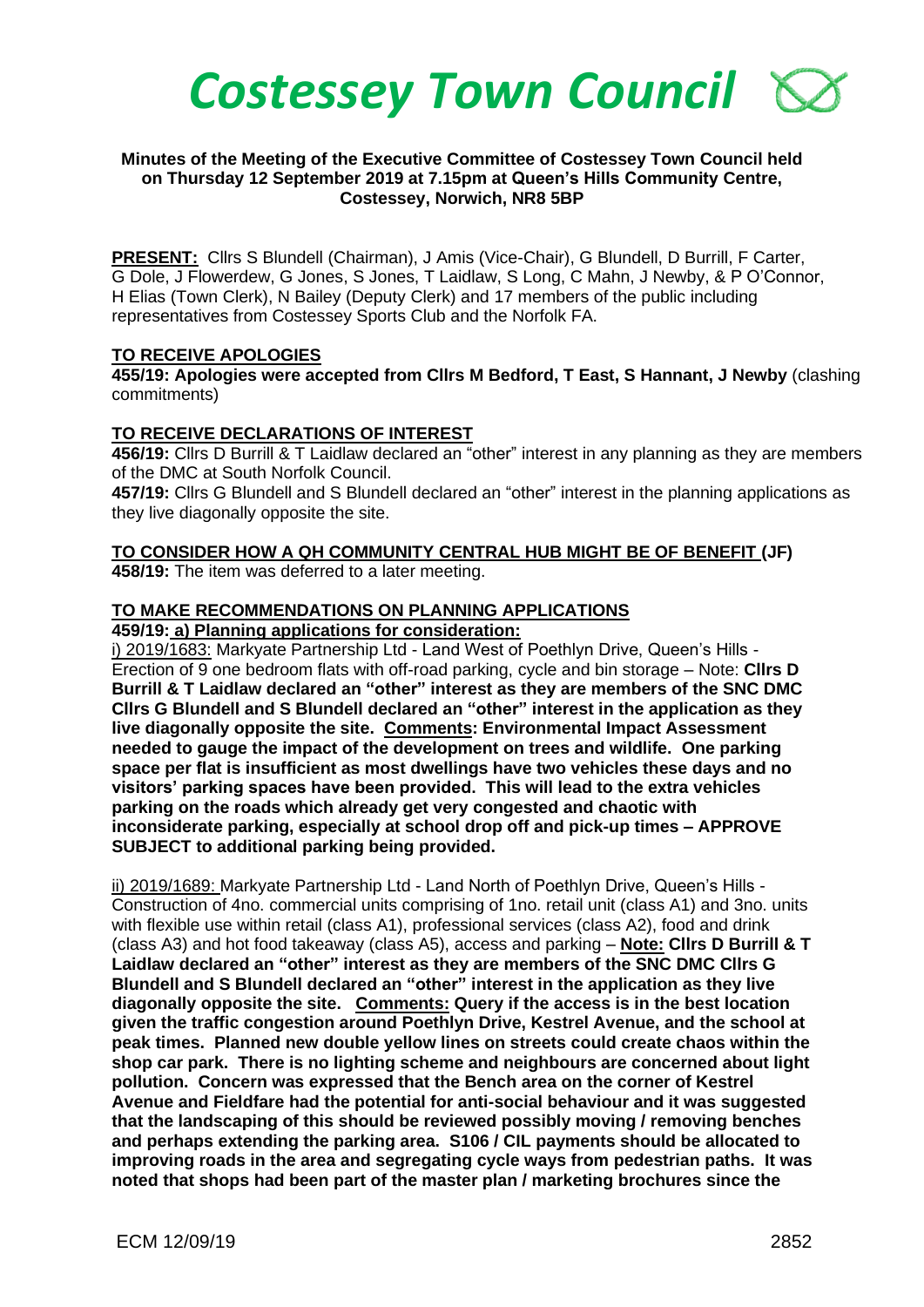# Costessey Town Council

**Minutes of the Meeting of the Executive Committee of Costessey Town Council held on Thursday 12 September 2019 at 7.15pm at Queen's Hills Community Centre, Costessey, Norwich, NR8 5BP**

**PRESENT:** Cllrs S Blundell (Chairman), J Amis (Vice-Chair), G Blundell, D Burrill, F Carter, G Dole, J Flowerdew, G Jones, S Jones, T Laidlaw, S Long, C Mahn, J Newby, & P O'Connor, H Elias (Town Clerk), N Bailey (Deputy Clerk) and 17 members of the public including representatives from Costessey Sports Club and the Norfolk FA.

**TO RECEIVE APOLOGIES**

**455/19: Apologies were accepted from Cllrs M Bedford, T East, S Hannant, J Newby** (clashing commitments)

**TO RECEIVE DECLARATIONS OF INTEREST**

**456/19:** Cllrs D Burrill & T Laidlaw declared an "other" interest in any planning as they are members of the DMC at South Norfolk Council.

**457/19:** Cllrs G Blundell and S Blundell declared an "other" interest in the planning applications as they live diagonally opposite the site.

**TO CONSIDER HOW A QH COMMUNITY CENTRAL HUB MIGHT BE OF BENEFIT (JF)**

**458/19:** The item was deferred to a later meeting.

**TO MAKE RECOMMENDATIONS ON PLANNING APPLICATIONS**

**459/19: a) Planning applications for consideration:**

i) 2019/1683: Markyate Partnership Ltd - Land West of Poethlyn Drive, Queen's Hills - Erection of 9 one bedroom flats with off-road parking, cycle and bin storage – Note: **Cllrs D Burrill & T Laidlaw declared an "other" interest as they are members of the SNC DMC Cllrs G Blundell and S Blundell declared an "other" interest in the application as they live diagonally opposite the site. Comments: Environmental Impact Assessment needed to gauge the impact of the development on trees and wildlife. One parking space per flat is insufficient as most dwellings have two vehicles these days and no visitors' parking spaces have been provided. This will lead to the extra vehicles parking on the roads which already get very congested and chaotic with inconsiderate parking, especially at school drop off and pick-up times – APPROVE SUBJECT to additional parking being provided.**

ii) 2019/1689: Markyate Partnership Ltd - Land North of Poethlyn Drive, Queen's Hills - Construction of 4no. commercial units comprising of 1no. retail unit (class A1) and 3no. units with flexible use within retail (class A1), professional services (class A2), food and drink (class A3) and hot food takeaway (class A5), access and parking – **Note: Cllrs D Burrill & T Laidlaw declared an "other" interest as they are members of the SNC DMC Cllrs G Blundell and S Blundell declared an "other" interest in the application as they live diagonally opposite the site. Comments: Query if the access is in the best location given the traffic congestion around Poethlyn Drive, Kestrel Avenue, and the school at peak times. Planned new double yellow lines on streets could create chaos within the shop car park. There is no lighting scheme and neighbours are concerned about light pollution. Concern was expressed that the Bench area on the corner of Kestrel Avenue and Fieldfare had the potential for anti-social behaviour and it was suggested that the landscaping of this should be reviewed possibly moving / removing benches and perhaps extending the parking area. S106 / CIL payments should be allocated to improving roads in the area and segregating cycle ways from pedestrian paths. It was noted that shops had been part of the master plan / marketing brochures since the**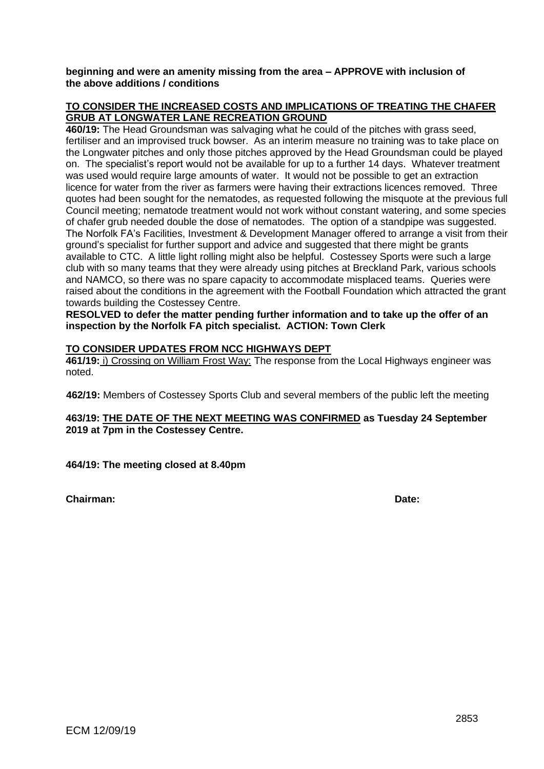**beginning and were an amenity missing from the area – APPROVE with inclusion of the above additions / conditions**

**TO CONSIDER THE INCREASED COSTS AND IMPLICATIONS OF TREATING THE CHAFER GRUB AT LONGWATER LANE RECREATION GROUND**

**460/19:** The Head Groundsman was salvaging what he could of the pitches with grass seed, fertiliser and an improvised truck bowser. As an interim measure no training was to take place on the Longwater pitches and only those pitches approved by the Head Groundsman could be played on. The specialist's report would not be available for up to a further 14 days. Whatever treatment was used would require large amounts of water. It would not be possible to get an extraction licence for water from the river as farmers were having their extractions licences removed. Three quotes had been sought for the nematodes, as requested following the misquote at the previous full Council meeting; nematode treatment would not work without constant watering, and some species of chafer grub needed double the dose of nematodes. The option of a standpipe was suggested. The Norfolk FA's Facilities, Investment & Development Manager offered to arrange a visit from their ground's specialist for further support and advice and suggested that there might be grants available to CTC. A little light rolling might also be helpful. Costessey Sports were such a large club with so many teams that they were already using pitches at Breckland Park, various schools and NAMCO, so there was no spare capacity to accommodate misplaced teams. Queries were raised about the conditions in the agreement with the Football Foundation which attracted the grant towards building the Costessey Centre.

**RESOLVED to defer the matter pending further information and to take up the offer of an inspection by the Norfolk FA pitch specialist. ACTION: Town Clerk**

**TO CONSIDER UPDATES FROM NCC HIGHWAYS DEPT**

**461/19:** i) Crossing on William Frost Way: The response from the Local Highways engineer was noted.

**462/19:** Members of Costessey Sports Club and several members of the public left the meeting

**463/19: THE DATE OF THE NEXT MEETING WAS CONFIRMED as Tuesday 24 September 2019 at 7pm in the Costessey Centre.**

**464/19: The meeting closed at 8.40pm**

**Chairman:** **Date:**

ECM 12/09/19